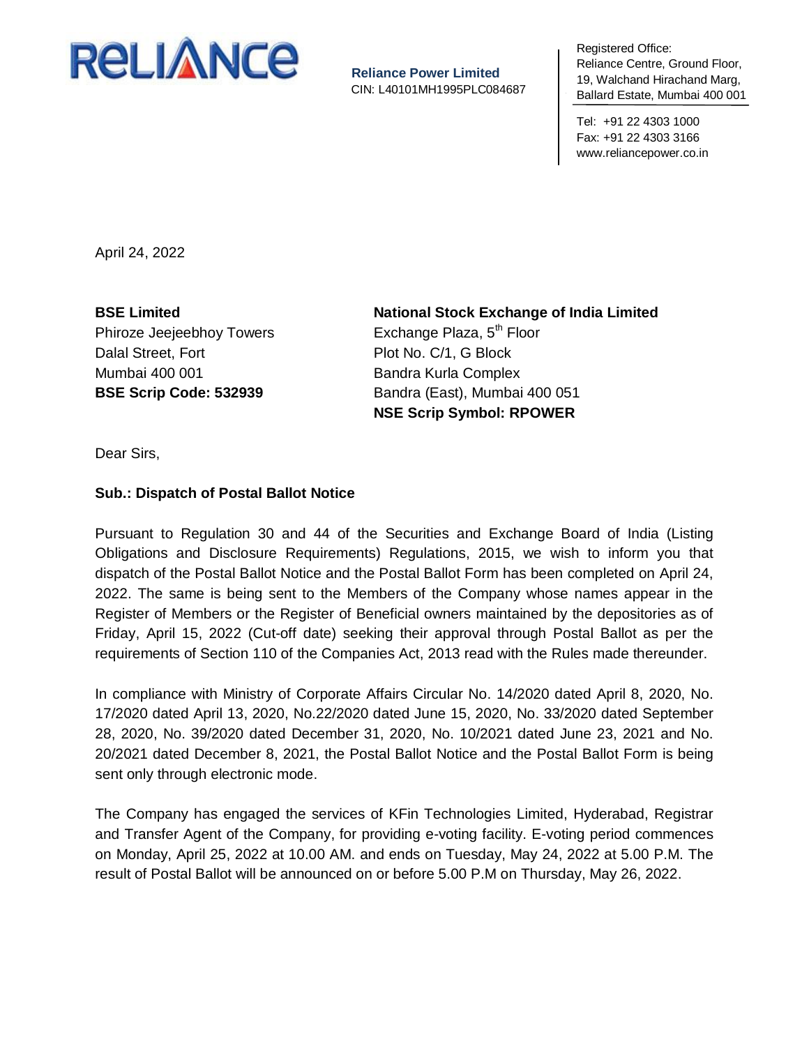**RELIANCE**

**Reliance Power Limited**
CIN: L40101MH1995PLC084687

Registered Office:
Reliance Centre, Ground Floor,
19, Walchand Hirachand Marg,
Ballard Estate, Mumbai 400 001

Tel: +91 22 4303 1000
Fax: +91 22 4303 3166
www.reliancepower.co.in

April 24, 2022

**BSE Limited**
Phiroze Jeejeebhoy Towers
Dalal Street, Fort
Mumbai 400 001
**BSE Scrip Code: 532939**

**National Stock Exchange of India Limited**
Exchange Plaza, 5th Floor
Plot No. C/1, G Block
Bandra Kurla Complex
Bandra (East), Mumbai 400 051
**NSE Scrip Symbol: RPOWER**

Dear Sirs,

**Sub.: Dispatch of Postal Ballot Notice**

Pursuant to Regulation 30 and 44 of the Securities and Exchange Board of India (Listing Obligations and Disclosure Requirements) Regulations, 2015, we wish to inform you that dispatch of the Postal Ballot Notice and the Postal Ballot Form has been completed on April 24, 2022. The same is being sent to the Members of the Company whose names appear in the Register of Members or the Register of Beneficial owners maintained by the depositories as of Friday, April 15, 2022 (Cut-off date) seeking their approval through Postal Ballot as per the requirements of Section 110 of the Companies Act, 2013 read with the Rules made thereunder.

In compliance with Ministry of Corporate Affairs Circular No. 14/2020 dated April 8, 2020, No. 17/2020 dated April 13, 2020, No.22/2020 dated June 15, 2020, No. 33/2020 dated September 28, 2020, No. 39/2020 dated December 31, 2020, No. 10/2021 dated June 23, 2021 and No. 20/2021 dated December 8, 2021, the Postal Ballot Notice and the Postal Ballot Form is being sent only through electronic mode.

The Company has engaged the services of KFin Technologies Limited, Hyderabad, Registrar and Transfer Agent of the Company, for providing e-voting facility. E-voting period commences on Monday, April 25, 2022 at 10.00 AM. and ends on Tuesday, May 24, 2022 at 5.00 P.M. The result of Postal Ballot will be announced on or before 5.00 P.M on Thursday, May 26, 2022.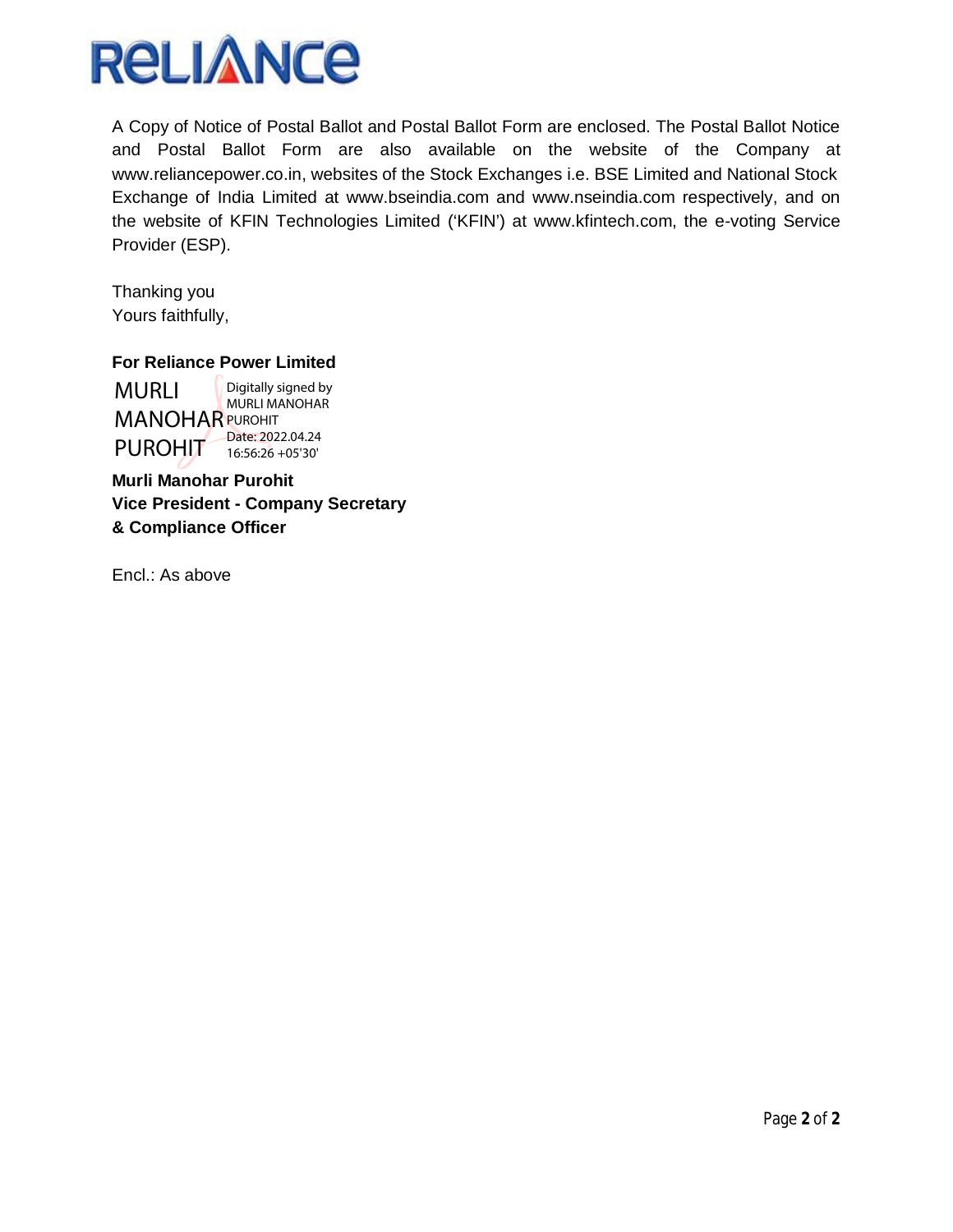A Copy of Notice of Postal Ballot and Postal Ballot Form are enclosed. The Postal Ballot Notice and Postal Ballot Form are also available on the website of the Company at www.reliancepower.co.in, websites of the Stock Exchanges i.e. BSE Limited and National Stock Exchange of India Limited at www.bseindia.com and www.nseindia.com respectively, and on the website of KFIN Technologies Limited ('KFIN') at www.kfintech.com, the e-voting Service Provider (ESP).

Thanking you
Yours faithfully,

**For Reliance Power Limited**

MURLI MANOHAR PUROHIT
Digitally signed by MURLI MANOHAR PUROHIT
Date: 2022.04.24 16:56:26 +05'30'

**Murli Manohar Purohit**
**Vice President - Company Secretary**
**& Compliance Officer**

Encl.: As above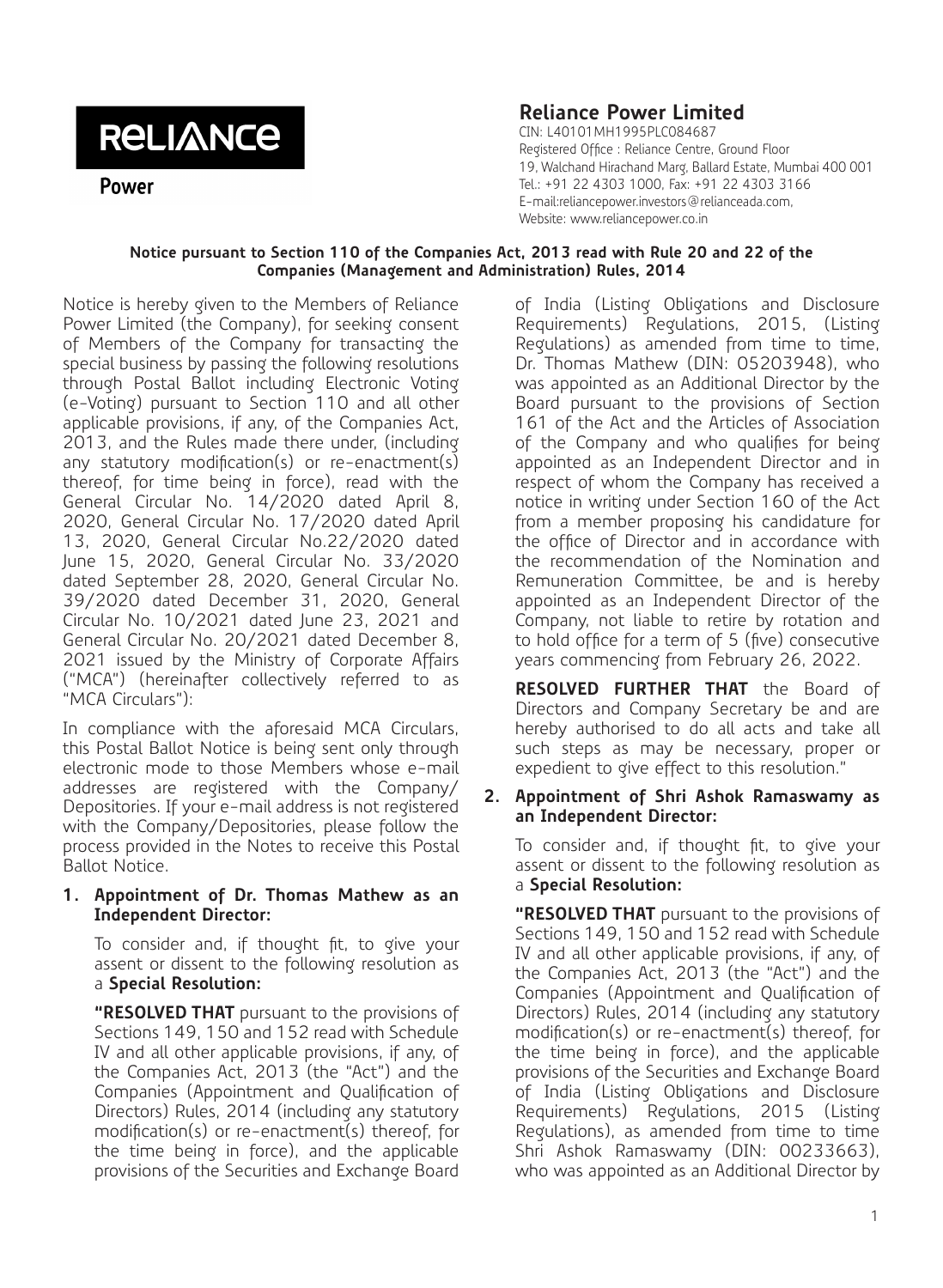# Reliance Power Limited

CIN: L40101MH1995PLC084687
Registered Office : Reliance Centre, Ground Floor
19, Walchand Hirachand Marg, Ballard Estate, Mumbai 400 001
Tel.: +91 22 4303 1000, Fax: +91 22 4303 3166
E-mail:reliancepower.investors@relianceada.com,
Website: www.reliancepower.co.in

**Notice pursuant to Section 110 of the Companies Act, 2013 read with Rule 20 and 22 of the Companies (Management and Administration) Rules, 2014**

Notice is hereby given to the Members of Reliance Power Limited (the Company), for seeking consent of Members of the Company for transacting the special business by passing the following resolutions through Postal Ballot including Electronic Voting (e-Voting) pursuant to Section 110 and all other applicable provisions, if any, of the Companies Act, 2013, and the Rules made there under, (including any statutory modification(s) or re-enactment(s) thereof, for time being in force), read with the General Circular No. 14/2020 dated April 8, 2020, General Circular No. 17/2020 dated April 13, 2020, General Circular No.22/2020 dated June 15, 2020, General Circular No. 33/2020 dated September 28, 2020, General Circular No. 39/2020 dated December 31, 2020, General Circular No. 10/2021 dated June 23, 2021 and General Circular No. 20/2021 dated December 8, 2021 issued by the Ministry of Corporate Affairs ("MCA") (hereinafter collectively referred to as "MCA Circulars"):

In compliance with the aforesaid MCA Circulars, this Postal Ballot Notice is being sent only through electronic mode to those Members whose e-mail addresses are registered with the Company/ Depositories. If your e-mail address is not registered with the Company/Depositories, please follow the process provided in the Notes to receive this Postal Ballot Notice.

**1. Appointment of Dr. Thomas Mathew as an Independent Director:**

To consider and, if thought fit, to give your assent or dissent to the following resolution as a **Special Resolution:**

**"RESOLVED THAT** pursuant to the provisions of Sections 149, 150 and 152 read with Schedule IV and all other applicable provisions, if any, of the Companies Act, 2013 (the "Act") and the Companies (Appointment and Qualification of Directors) Rules, 2014 (including any statutory modification(s) or re-enactment(s) thereof, for the time being in force), and the applicable provisions of the Securities and Exchange Board of India (Listing Obligations and Disclosure Requirements) Regulations, 2015, (Listing Regulations) as amended from time to time, Dr. Thomas Mathew (DIN: 05203948), who was appointed as an Additional Director by the Board pursuant to the provisions of Section 161 of the Act and the Articles of Association of the Company and who qualifies for being appointed as an Independent Director and in respect of whom the Company has received a notice in writing under Section 160 of the Act from a member proposing his candidature for the office of Director and in accordance with the recommendation of the Nomination and Remuneration Committee, be and is hereby appointed as an Independent Director of the Company, not liable to retire by rotation and to hold office for a term of 5 (five) consecutive years commencing from February 26, 2022.

**RESOLVED FURTHER THAT** the Board of Directors and Company Secretary be and are hereby authorised to do all acts and take all such steps as may be necessary, proper or expedient to give effect to this resolution."

**2. Appointment of Shri Ashok Ramaswamy as an Independent Director:**

To consider and, if thought fit, to give your assent or dissent to the following resolution as a **Special Resolution:**

**"RESOLVED THAT** pursuant to the provisions of Sections 149, 150 and 152 read with Schedule IV and all other applicable provisions, if any, of the Companies Act, 2013 (the "Act") and the Companies (Appointment and Qualification of Directors) Rules, 2014 (including any statutory modification(s) or re-enactment(s) thereof, for the time being in force), and the applicable provisions of the Securities and Exchange Board of India (Listing Obligations and Disclosure Requirements) Regulations, 2015 (Listing Regulations), as amended from time to time Shri Ashok Ramaswamy (DIN: 00233663), who was appointed as an Additional Director by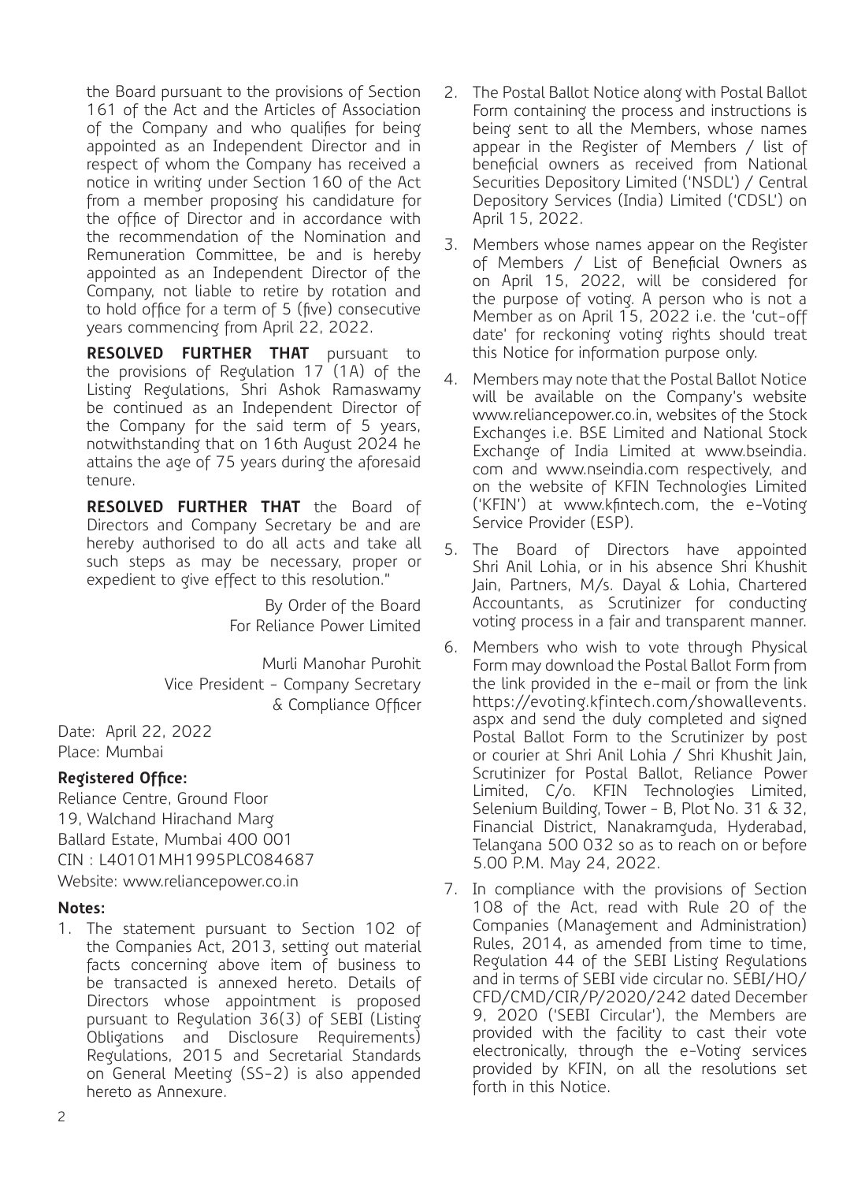the Board pursuant to the provisions of Section 161 of the Act and the Articles of Association of the Company and who qualifies for being appointed as an Independent Director and in respect of whom the Company has received a notice in writing under Section 160 of the Act from a member proposing his candidature for the office of Director and in accordance with the recommendation of the Nomination and Remuneration Committee, be and is hereby appointed as an Independent Director of the Company, not liable to retire by rotation and to hold office for a term of 5 (five) consecutive years commencing from April 22, 2022.

**RESOLVED FURTHER THAT** pursuant to the provisions of Regulation 17 (1A) of the Listing Regulations, Shri Ashok Ramaswamy be continued as an Independent Director of the Company for the said term of 5 years, notwithstanding that on 16th August 2024 he attains the age of 75 years during the aforesaid tenure.

**RESOLVED FURTHER THAT** the Board of Directors and Company Secretary be and are hereby authorised to do all acts and take all such steps as may be necessary, proper or expedient to give effect to this resolution."

By Order of the Board
For Reliance Power Limited

Murli Manohar Purohit
Vice President - Company Secretary
& Compliance Officer

Date: April 22, 2022
Place: Mumbai

**Registered Office:**

Reliance Centre, Ground Floor
19, Walchand Hirachand Marg
Ballard Estate, Mumbai 400 001
CIN : L40101MH1995PLC084687
Website: www.reliancepower.co.in

**Notes:**

1. The statement pursuant to Section 102 of the Companies Act, 2013, setting out material facts concerning above item of business to be transacted is annexed hereto. Details of Directors whose appointment is proposed pursuant to Regulation 36(3) of SEBI (Listing Obligations and Disclosure Requirements) Regulations, 2015 and Secretarial Standards on General Meeting (SS-2) is also appended hereto as Annexure.
2. The Postal Ballot Notice along with Postal Ballot Form containing the process and instructions is being sent to all the Members, whose names appear in the Register of Members / list of beneficial owners as received from National Securities Depository Limited ('NSDL') / Central Depository Services (India) Limited ('CDSL') on April 15, 2022.
3. Members whose names appear on the Register of Members / List of Beneficial Owners as on April 15, 2022, will be considered for the purpose of voting. A person who is not a Member as on April 15, 2022 i.e. the 'cut-off date' for reckoning voting rights should treat this Notice for information purpose only.
4. Members may note that the Postal Ballot Notice will be available on the Company's website www.reliancepower.co.in, websites of the Stock Exchanges i.e. BSE Limited and National Stock Exchange of India Limited at www.bseindia.com and www.nseindia.com respectively, and on the website of KFIN Technologies Limited ('KFIN') at www.kfintech.com, the e-Voting Service Provider (ESP).
5. The Board of Directors have appointed Shri Anil Lohia, or in his absence Shri Khushit Jain, Partners, M/s. Dayal & Lohia, Chartered Accountants, as Scrutinizer for conducting voting process in a fair and transparent manner.
6. Members who wish to vote through Physical Form may download the Postal Ballot Form from the link provided in the e-mail or from the link https://evoting.kfintech.com/showallevents.aspx and send the duly completed and signed Postal Ballot Form to the Scrutinizer by post or courier at Shri Anil Lohia / Shri Khushit Jain, Scrutinizer for Postal Ballot, Reliance Power Limited, C/o. KFIN Technologies Limited, Selenium Building, Tower - B, Plot No. 31 & 32, Financial District, Nanakramguda, Hyderabad, Telangana 500 032 so as to reach on or before 5.00 P.M. May 24, 2022.
7. In compliance with the provisions of Section 108 of the Act, read with Rule 20 of the Companies (Management and Administration) Rules, 2014, as amended from time to time, Regulation 44 of the SEBI Listing Regulations and in terms of SEBI vide circular no. SEBI/HO/CFD/CMD/CIR/P/2020/242 dated December 9, 2020 ('SEBI Circular'), the Members are provided with the facility to cast their vote electronically, through the e-Voting services provided by KFIN, on all the resolutions set forth in this Notice.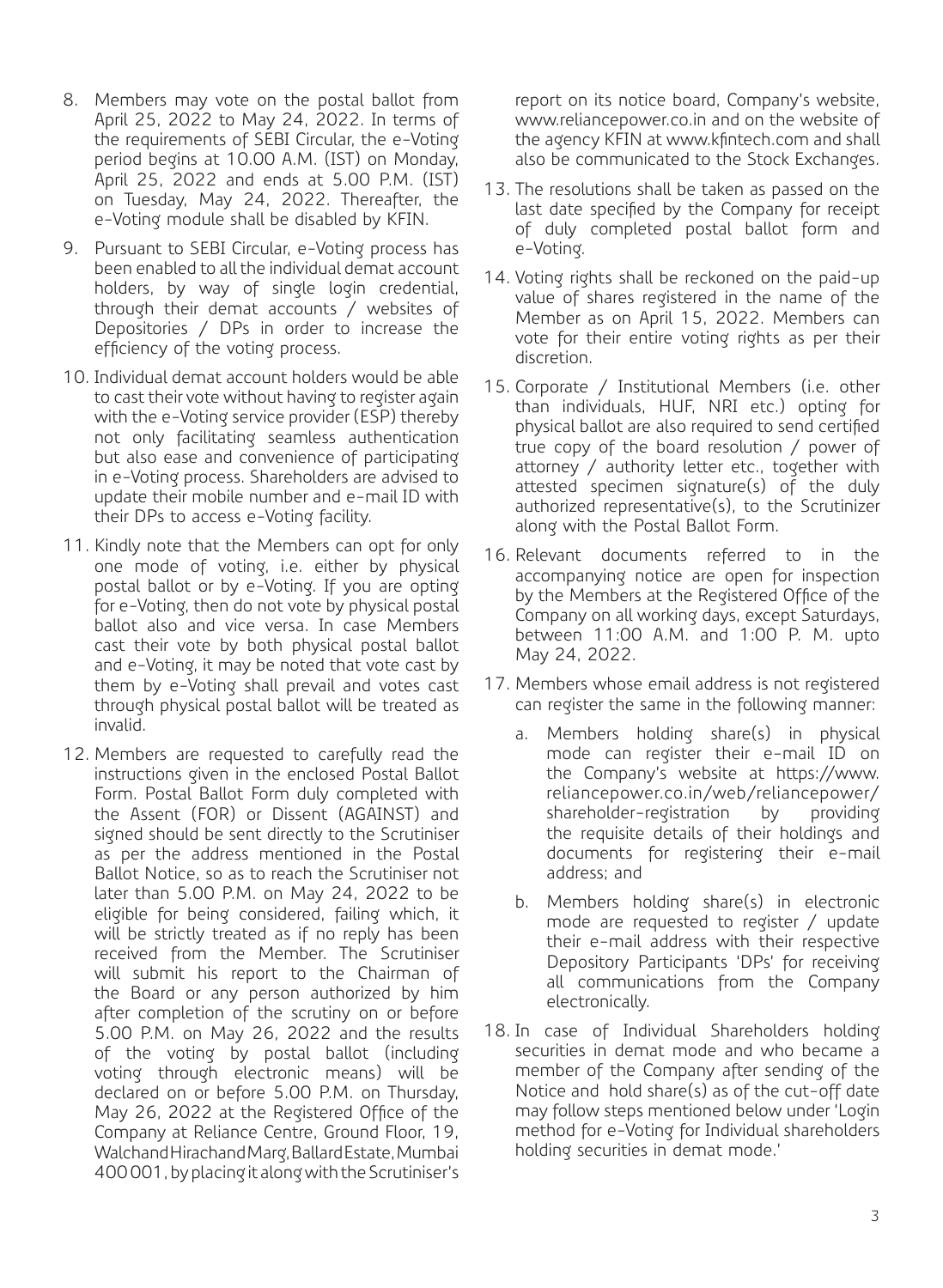8. Members may vote on the postal ballot from April 25, 2022 to May 24, 2022. In terms of the requirements of SEBI Circular, the e-Voting period begins at 10.00 A.M. (IST) on Monday, April 25, 2022 and ends at 5.00 P.M. (IST) on Tuesday, May 24, 2022. Thereafter, the e-Voting module shall be disabled by KFIN.

9. Pursuant to SEBI Circular, e-Voting process has been enabled to all the individual demat account holders, by way of single login credential, through their demat accounts / websites of Depositories / DPs in order to increase the efficiency of the voting process.

10. Individual demat account holders would be able to cast their vote without having to register again with the e-Voting service provider (ESP) thereby not only facilitating seamless authentication but also ease and convenience of participating in e-Voting process. Shareholders are advised to update their mobile number and e-mail ID with their DPs to access e-Voting facility.

11. Kindly note that the Members can opt for only one mode of voting, i.e. either by physical postal ballot or by e-Voting. If you are opting for e-Voting, then do not vote by physical postal ballot also and vice versa. In case Members cast their vote by both physical postal ballot and e-Voting, it may be noted that vote cast by them by e-Voting shall prevail and votes cast through physical postal ballot will be treated as invalid.

12. Members are requested to carefully read the instructions given in the enclosed Postal Ballot Form. Postal Ballot Form duly completed with the Assent (FOR) or Dissent (AGAINST) and signed should be sent directly to the Scrutiniser as per the address mentioned in the Postal Ballot Notice, so as to reach the Scrutiniser not later than 5.00 P.M. on May 24, 2022 to be eligible for being considered, failing which, it will be strictly treated as if no reply has been received from the Member. The Scrutiniser will submit his report to the Chairman of the Board or any person authorized by him after completion of the scrutiny on or before 5.00 P.M. on May 26, 2022 and the results of the voting by postal ballot (including voting through electronic means) will be declared on or before 5.00 P.M. on Thursday, May 26, 2022 at the Registered Office of the Company at Reliance Centre, Ground Floor, 19, Walchand Hirachand Marg, Ballard Estate, Mumbai 400 001, by placing it along with the Scrutiniser's report on its notice board, Company's website, www.reliancepower.co.in and on the website of the agency KFIN at www.kfintech.com and shall also be communicated to the Stock Exchanges.

13. The resolutions shall be taken as passed on the last date specified by the Company for receipt of duly completed postal ballot form and e-Voting.

14. Voting rights shall be reckoned on the paid-up value of shares registered in the name of the Member as on April 15, 2022. Members can vote for their entire voting rights as per their discretion.

15. Corporate / Institutional Members (i.e. other than individuals, HUF, NRI etc.) opting for physical ballot are also required to send certified true copy of the board resolution / power of attorney / authority letter etc., together with attested specimen signature(s) of the duly authorized representative(s), to the Scrutinizer along with the Postal Ballot Form.

16. Relevant documents referred to in the accompanying notice are open for inspection by the Members at the Registered Office of the Company on all working days, except Saturdays, between 11:00 A.M. and 1:00 P. M. upto May 24, 2022.

17. Members whose email address is not registered can register the same in the following manner:

    a. Members holding share(s) in physical mode can register their e-mail ID on the Company's website at https://www.reliancepower.co.in/web/reliancepower/shareholder-registration by providing the requisite details of their holdings and documents for registering their e-mail address; and

    b. Members holding share(s) in electronic mode are requested to register / update their e-mail address with their respective Depository Participants 'DPs' for receiving all communications from the Company electronically.

18. In case of Individual Shareholders holding securities in demat mode and who became a member of the Company after sending of the Notice and hold share(s) as of the cut-off date may follow steps mentioned below under 'Login method for e-Voting for Individual shareholders holding securities in demat mode.'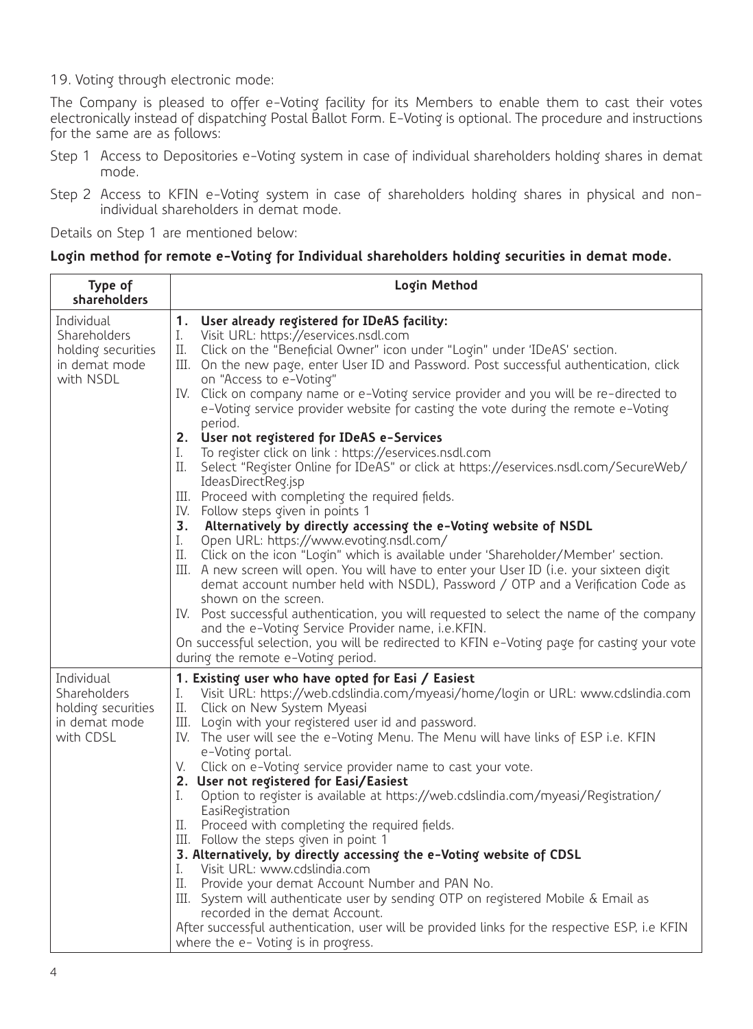19. Voting through electronic mode:

The Company is pleased to offer e-Voting facility for its Members to enable them to cast their votes electronically instead of dispatching Postal Ballot Form. E-Voting is optional. The procedure and instructions for the same are as follows:

Step 1 Access to Depositories e-Voting system in case of individual shareholders holding shares in demat mode.

Step 2 Access to KFIN e-Voting system in case of shareholders holding shares in physical and non-individual shareholders in demat mode.

Details on Step 1 are mentioned below:

**Login method for remote e-Voting for Individual shareholders holding securities in demat mode.**

| Type of shareholders | Login Method |
|---|---|
| Individual Shareholders holding securities in demat mode with NSDL | **1. User already registered for IDeAS facility:**<br>I. Visit URL: https://eservices.nsdl.com<br>II. Click on the "Beneficial Owner" icon under "Login" under 'IDeAS' section.<br>III. On the new page, enter User ID and Password. Post successful authentication, click on "Access to e-Voting"<br>IV. Click on company name or e-Voting service provider and you will be re-directed to e-Voting service provider website for casting the vote during the remote e-Voting period.<br>**2. User not registered for IDeAS e-Services**<br>I. To register click on link : https://eservices.nsdl.com<br>II. Select "Register Online for IDeAS" or click at https://eservices.nsdl.com/SecureWeb/IdeasDirectReg.jsp<br>III. Proceed with completing the required fields.<br>IV. Follow steps given in points 1<br>**3. Alternatively by directly accessing the e-Voting website of NSDL**<br>I. Open URL: https://www.evoting.nsdl.com/<br>II. Click on the icon "Login" which is available under 'Shareholder/Member' section.<br>III. A new screen will open. You will have to enter your User ID (i.e. your sixteen digit demat account number held with NSDL), Password / OTP and a Verification Code as shown on the screen.<br>IV. Post successful authentication, you will requested to select the name of the company and the e-Voting Service Provider name, i.e.KFIN.<br>On successful selection, you will be redirected to KFIN e-Voting page for casting your vote during the remote e-Voting period. |
| Individual Shareholders holding securities in demat mode with CDSL | **1. Existing user who have opted for Easi / Easiest**<br>I. Visit URL: https://web.cdslindia.com/myeasi/home/login or URL: www.cdslindia.com<br>II. Click on New System Myeasi<br>III. Login with your registered user id and password.<br>IV. The user will see the e-Voting Menu. The Menu will have links of ESP i.e. KFIN e-Voting portal.<br>V. Click on e-Voting service provider name to cast your vote.<br>**2. User not registered for Easi/Easiest**<br>I. Option to register is available at https://web.cdslindia.com/myeasi/Registration/EasiRegistration<br>II. Proceed with completing the required fields.<br>III. Follow the steps given in point 1<br>**3. Alternatively, by directly accessing the e-Voting website of CDSL**<br>I. Visit URL: www.cdslindia.com<br>II. Provide your demat Account Number and PAN No.<br>III. System will authenticate user by sending OTP on registered Mobile & Email as recorded in the demat Account.<br>After successful authentication, user will be provided links for the respective ESP, i.e KFIN where the e- Voting is in progress. |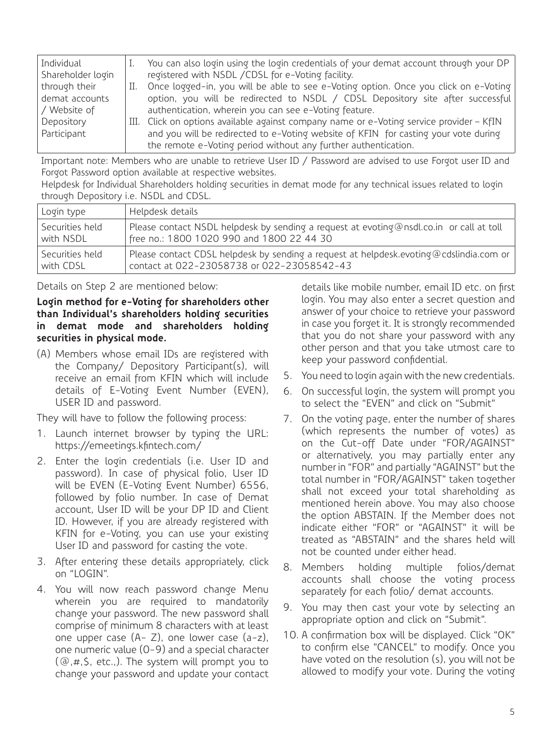| Individual Shareholder login through their demat accounts / Website of Depository Participant | I. You can also login using the login credentials of your demat account through your DP registered with NSDL /CDSL for e-Voting facility.<br>II. Once logged-in, you will be able to see e-Voting option. Once you click on e-Voting option, you will be redirected to NSDL / CDSL Depository site after successful authentication, wherein you can see e-Voting feature.<br>III. Click on options available against company name or e-Voting service provider – KfIN and you will be redirected to e-Voting website of KFIN for casting your vote during the remote e-Voting period without any further authentication. |
|---|---|

Important note: Members who are unable to retrieve User ID / Password are advised to use Forgot user ID and Forgot Password option available at respective websites.

Helpdesk for Individual Shareholders holding securities in demat mode for any technical issues related to login through Depository i.e. NSDL and CDSL.

| Login type | Helpdesk details |
|---|---|
| Securities held with NSDL | Please contact NSDL helpdesk by sending a request at evoting@nsdl.co.in or call at toll free no.: 1800 1020 990 and 1800 22 44 30 |
| Securities held with CDSL | Please contact CDSL helpdesk by sending a request at helpdesk.evoting@cdslindia.com or contact at 022-23058738 or 022-23058542-43 |

Details on Step 2 are mentioned below:

**Login method for e-Voting for shareholders other than Individual's shareholders holding securities in demat mode and shareholders holding securities in physical mode.**

(A) Members whose email IDs are registered with the Company/ Depository Participant(s), will receive an email from KFIN which will include details of E-Voting Event Number (EVEN), USER ID and password.

They will have to follow the following process:

1. Launch internet browser by typing the URL: https://emeetings.kfintech.com/
2. Enter the login credentials (i.e. User ID and password). In case of physical folio, User ID will be EVEN (E-Voting Event Number) 6556, followed by folio number. In case of Demat account, User ID will be your DP ID and Client ID. However, if you are already registered with KFIN for e-Voting, you can use your existing User ID and password for casting the vote.
3. After entering these details appropriately, click on "LOGIN".
4. You will now reach password change Menu wherein you are required to mandatorily change your password. The new password shall comprise of minimum 8 characters with at least one upper case (A- Z), one lower case (a-z), one numeric value (0-9) and a special character (@,#,$, etc.,). The system will prompt you to change your password and update your contact details like mobile number, email ID etc. on first login. You may also enter a secret question and answer of your choice to retrieve your password in case you forget it. It is strongly recommended that you do not share your password with any other person and that you take utmost care to keep your password confidential.
5. You need to login again with the new credentials.
6. On successful login, the system will prompt you to select the "EVEN" and click on "Submit"
7. On the voting page, enter the number of shares (which represents the number of votes) as on the Cut-off Date under "FOR/AGAINST" or alternatively, you may partially enter any number in "FOR" and partially "AGAINST" but the total number in "FOR/AGAINST" taken together shall not exceed your total shareholding as mentioned herein above. You may also choose the option ABSTAIN. If the Member does not indicate either "FOR" or "AGAINST" it will be treated as "ABSTAIN" and the shares held will not be counted under either head.
8. Members holding multiple folios/demat accounts shall choose the voting process separately for each folio/ demat accounts.
9. You may then cast your vote by selecting an appropriate option and click on "Submit".
10. A confirmation box will be displayed. Click "OK" to confirm else "CANCEL" to modify. Once you have voted on the resolution (s), you will not be allowed to modify your vote. During the voting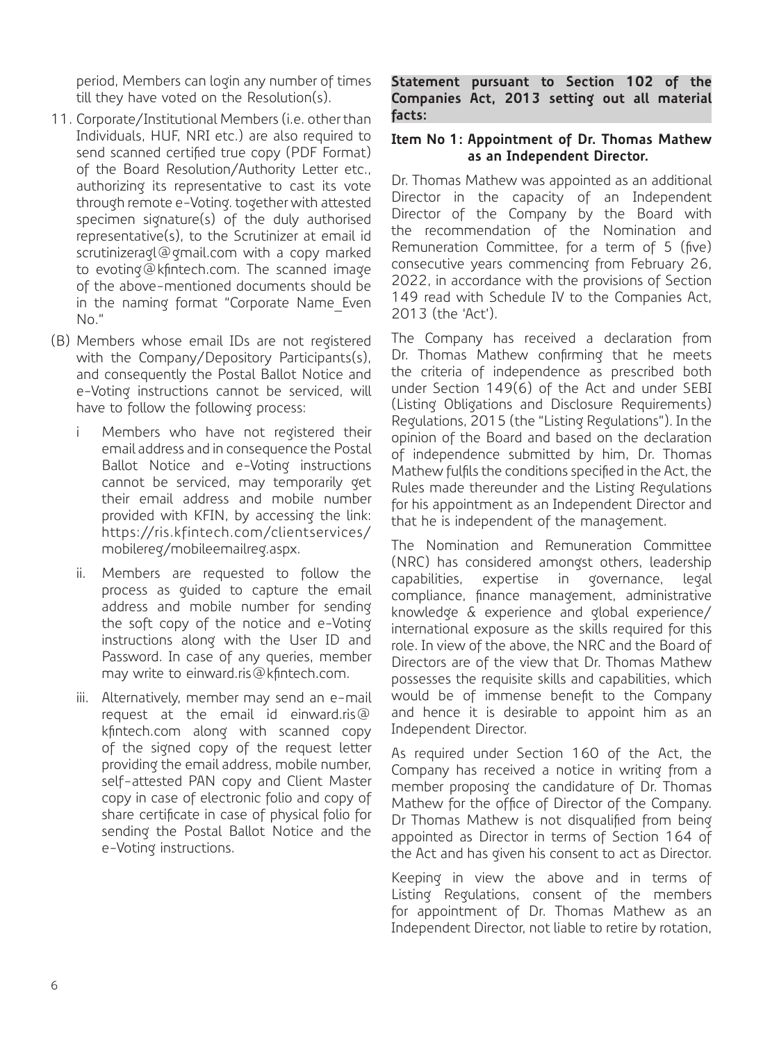period, Members can login any number of times till they have voted on the Resolution(s).

11. Corporate/Institutional Members (i.e. other than Individuals, HUF, NRI etc.) are also required to send scanned certified true copy (PDF Format) of the Board Resolution/Authority Letter etc., authorizing its representative to cast its vote through remote e-Voting. together with attested specimen signature(s) of the duly authorised representative(s), to the Scrutinizer at email id scrutinizeragl@gmail.com with a copy marked to evoting@kfintech.com. The scanned image of the above-mentioned documents should be in the naming format "Corporate Name_Even No."

(B) Members whose email IDs are not registered with the Company/Depository Participants(s), and consequently the Postal Ballot Notice and e-Voting instructions cannot be serviced, will have to follow the following process:

   i Members who have not registered their email address and in consequence the Postal Ballot Notice and e-Voting instructions cannot be serviced, may temporarily get their email address and mobile number provided with KFIN, by accessing the link: https://ris.kfintech.com/clientservices/mobilereg/mobileemailreg.aspx.

   ii. Members are requested to follow the process as guided to capture the email address and mobile number for sending the soft copy of the notice and e-Voting instructions along with the User ID and Password. In case of any queries, member may write to einward.ris@kfintech.com.

   iii. Alternatively, member may send an e-mail request at the email id einward.ris@kfintech.com along with scanned copy of the signed copy of the request letter providing the email address, mobile number, self-attested PAN copy and Client Master copy in case of electronic folio and copy of share certificate in case of physical folio for sending the Postal Ballot Notice and the e-Voting instructions.

**Statement pursuant to Section 102 of the Companies Act, 2013 setting out all material facts:**

**Item No 1: Appointment of Dr. Thomas Mathew as an Independent Director.**

Dr. Thomas Mathew was appointed as an additional Director in the capacity of an Independent Director of the Company by the Board with the recommendation of the Nomination and Remuneration Committee, for a term of 5 (five) consecutive years commencing from February 26, 2022, in accordance with the provisions of Section 149 read with Schedule IV to the Companies Act, 2013 (the 'Act').

The Company has received a declaration from Dr. Thomas Mathew confirming that he meets the criteria of independence as prescribed both under Section 149(6) of the Act and under SEBI (Listing Obligations and Disclosure Requirements) Regulations, 2015 (the "Listing Regulations"). In the opinion of the Board and based on the declaration of independence submitted by him, Dr. Thomas Mathew fulfils the conditions specified in the Act, the Rules made thereunder and the Listing Regulations for his appointment as an Independent Director and that he is independent of the management.

The Nomination and Remuneration Committee (NRC) has considered amongst others, leadership capabilities, expertise in governance, legal compliance, finance management, administrative knowledge & experience and global experience/international exposure as the skills required for this role. In view of the above, the NRC and the Board of Directors are of the view that Dr. Thomas Mathew possesses the requisite skills and capabilities, which would be of immense benefit to the Company and hence it is desirable to appoint him as an Independent Director.

As required under Section 160 of the Act, the Company has received a notice in writing from a member proposing the candidature of Dr. Thomas Mathew for the office of Director of the Company. Dr Thomas Mathew is not disqualified from being appointed as Director in terms of Section 164 of the Act and has given his consent to act as Director.

Keeping in view the above and in terms of Listing Regulations, consent of the members for appointment of Dr. Thomas Mathew as an Independent Director, not liable to retire by rotation,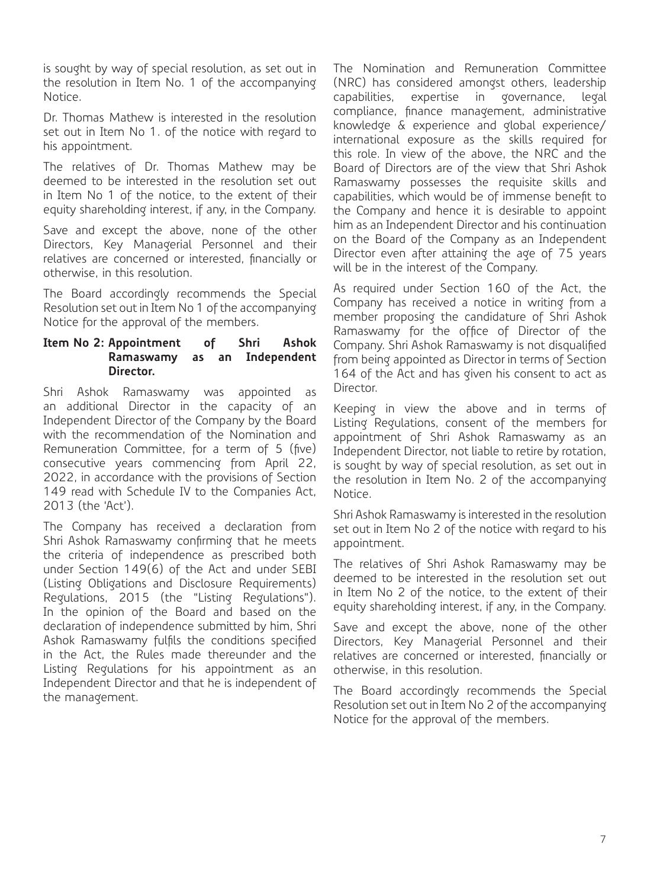is sought by way of special resolution, as set out in the resolution in Item No. 1 of the accompanying Notice.

Dr. Thomas Mathew is interested in the resolution set out in Item No 1. of the notice with regard to his appointment.

The relatives of Dr. Thomas Mathew may be deemed to be interested in the resolution set out in Item No 1 of the notice, to the extent of their equity shareholding interest, if any, in the Company.

Save and except the above, none of the other Directors, Key Managerial Personnel and their relatives are concerned or interested, financially or otherwise, in this resolution.

The Board accordingly recommends the Special Resolution set out in Item No 1 of the accompanying Notice for the approval of the members.

**Item No 2: Appointment of Shri Ashok Ramaswamy as an Independent Director.**

Shri Ashok Ramaswamy was appointed as an additional Director in the capacity of an Independent Director of the Company by the Board with the recommendation of the Nomination and Remuneration Committee, for a term of 5 (five) consecutive years commencing from April 22, 2022, in accordance with the provisions of Section 149 read with Schedule IV to the Companies Act, 2013 (the 'Act').

The Company has received a declaration from Shri Ashok Ramaswamy confirming that he meets the criteria of independence as prescribed both under Section 149(6) of the Act and under SEBI (Listing Obligations and Disclosure Requirements) Regulations, 2015 (the "Listing Regulations"). In the opinion of the Board and based on the declaration of independence submitted by him, Shri Ashok Ramaswamy fulfils the conditions specified in the Act, the Rules made thereunder and the Listing Regulations for his appointment as an Independent Director and that he is independent of the management.

The Nomination and Remuneration Committee (NRC) has considered amongst others, leadership capabilities, expertise in governance, legal compliance, finance management, administrative knowledge & experience and global experience/ international exposure as the skills required for this role. In view of the above, the NRC and the Board of Directors are of the view that Shri Ashok Ramaswamy possesses the requisite skills and capabilities, which would be of immense benefit to the Company and hence it is desirable to appoint him as an Independent Director and his continuation on the Board of the Company as an Independent Director even after attaining the age of 75 years will be in the interest of the Company.

As required under Section 160 of the Act, the Company has received a notice in writing from a member proposing the candidature of Shri Ashok Ramaswamy for the office of Director of the Company. Shri Ashok Ramaswamy is not disqualified from being appointed as Director in terms of Section 164 of the Act and has given his consent to act as Director.

Keeping in view the above and in terms of Listing Regulations, consent of the members for appointment of Shri Ashok Ramaswamy as an Independent Director, not liable to retire by rotation, is sought by way of special resolution, as set out in the resolution in Item No. 2 of the accompanying Notice.

Shri Ashok Ramaswamy is interested in the resolution set out in Item No 2 of the notice with regard to his appointment.

The relatives of Shri Ashok Ramaswamy may be deemed to be interested in the resolution set out in Item No 2 of the notice, to the extent of their equity shareholding interest, if any, in the Company.

Save and except the above, none of the other Directors, Key Managerial Personnel and their relatives are concerned or interested, financially or otherwise, in this resolution.

The Board accordingly recommends the Special Resolution set out in Item No 2 of the accompanying Notice for the approval of the members.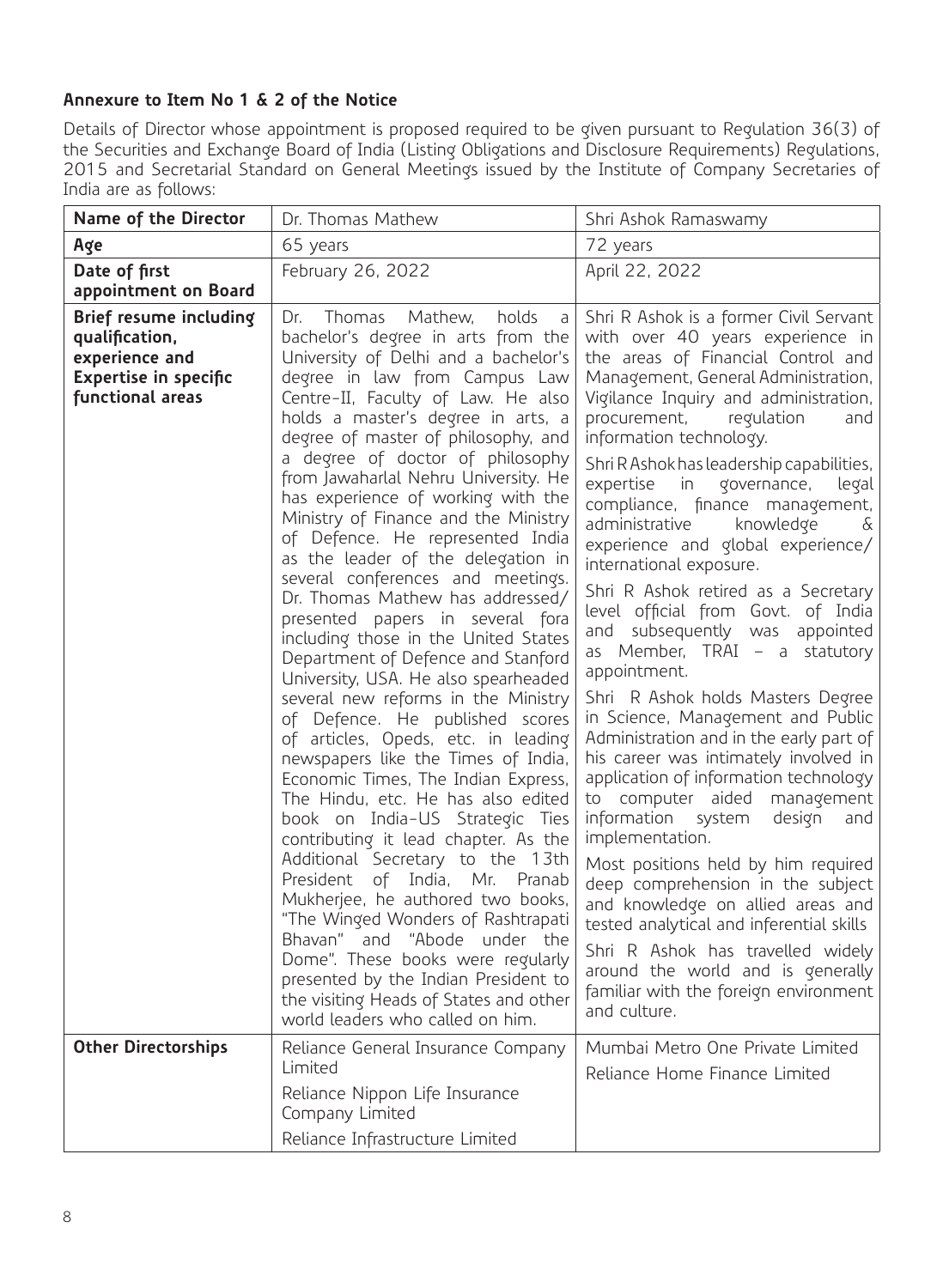**Annexure to Item No 1 & 2 of the Notice**

Details of Director whose appointment is proposed required to be given pursuant to Regulation 36(3) of the Securities and Exchange Board of India (Listing Obligations and Disclosure Requirements) Regulations, 2015 and Secretarial Standard on General Meetings issued by the Institute of Company Secretaries of India are as follows:

| **Name of the Director** | Dr. Thomas Mathew | Shri Ashok Ramaswamy |
|---|---|---|
| **Age** | 65 years | 72 years |
| **Date of first appointment on Board** | February 26, 2022 | April 22, 2022 |
| **Brief resume including qualification, experience and Expertise in specific functional areas** | Dr. Thomas Mathew, holds a bachelor's degree in arts from the University of Delhi and a bachelor's degree in law from Campus Law Centre-II, Faculty of Law. He also holds a master's degree in arts, a degree of master of philosophy, and a degree of doctor of philosophy from Jawaharlal Nehru University. He has experience of working with the Ministry of Finance and the Ministry of Defence. He represented India as the leader of the delegation in several conferences and meetings. Dr. Thomas Mathew has addressed/ presented papers in several fora including those in the United States Department of Defence and Stanford University, USA. He also spearheaded several new reforms in the Ministry of Defence. He published scores of articles, Opeds, etc. in leading newspapers like the Times of India, Economic Times, The Indian Express, The Hindu, etc. He has also edited book on India-US Strategic Ties contributing it lead chapter. As the Additional Secretary to the 13th President of India, Mr. Pranab Mukherjee, he authored two books, "The Winged Wonders of Rashtrapati Bhavan" and "Abode under the Dome". These books were regularly presented by the Indian President to the visiting Heads of States and other world leaders who called on him. | Shri R Ashok is a former Civil Servant with over 40 years experience in the areas of Financial Control and Management, General Administration, Vigilance Inquiry and administration, procurement, regulation and information technology.<br><br>Shri R Ashok has leadership capabilities, expertise in governance, legal compliance, finance management, administrative knowledge & experience and global experience/ international exposure.<br><br>Shri R Ashok retired as a Secretary level official from Govt. of India and subsequently was appointed as Member, TRAI – a statutory appointment.<br><br>Shri R Ashok holds Masters Degree in Science, Management and Public Administration and in the early part of his career was intimately involved in application of information technology to computer aided management information system design and implementation.<br><br>Most positions held by him required deep comprehension in the subject and knowledge on allied areas and tested analytical and inferential skills<br><br>Shri R Ashok has travelled widely around the world and is generally familiar with the foreign environment and culture. |
| **Other Directorships** | Reliance General Insurance Company Limited<br><br>Reliance Nippon Life Insurance Company Limited<br><br>Reliance Infrastructure Limited | Mumbai Metro One Private Limited<br><br>Reliance Home Finance Limited |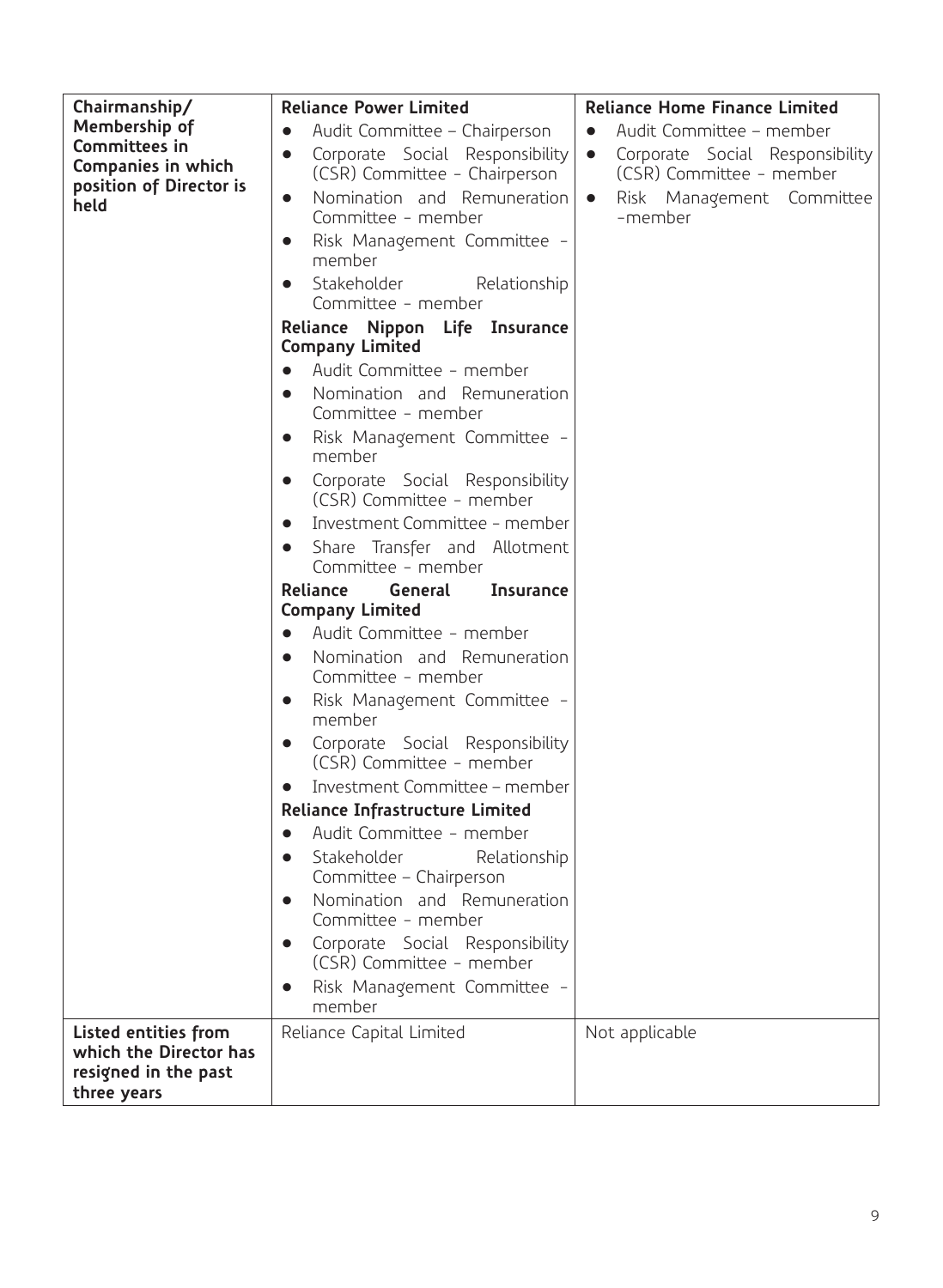| | | |
|---|---|---|
| **Chairmanship/ Membership of Committees in Companies in which position of Director is held** | **Reliance Power Limited**<br>• Audit Committee – Chairperson<br>• Corporate Social Responsibility (CSR) Committee - Chairperson<br>• Nomination and Remuneration Committee - member<br>• Risk Management Committee - member<br>• Stakeholder Relationship Committee - member<br>**Reliance Nippon Life Insurance Company Limited**<br>• Audit Committee - member<br>• Nomination and Remuneration Committee - member<br>• Risk Management Committee - member<br>• Corporate Social Responsibility (CSR) Committee - member<br>• Investment Committee - member<br>• Share Transfer and Allotment Committee - member<br>**Reliance General Insurance Company Limited**<br>• Audit Committee - member<br>• Nomination and Remuneration Committee - member<br>• Risk Management Committee - member<br>• Corporate Social Responsibility (CSR) Committee - member<br>• Investment Committee – member<br>**Reliance Infrastructure Limited**<br>• Audit Committee - member<br>• Stakeholder Relationship Committee – Chairperson<br>• Nomination and Remuneration Committee - member<br>• Corporate Social Responsibility (CSR) Committee - member<br>• Risk Management Committee - member | **Reliance Home Finance Limited**<br>• Audit Committee – member<br>• Corporate Social Responsibility (CSR) Committee - member<br>• Risk Management Committee -member |
| **Listed entities from which the Director has resigned in the past three years** | Reliance Capital Limited | Not applicable |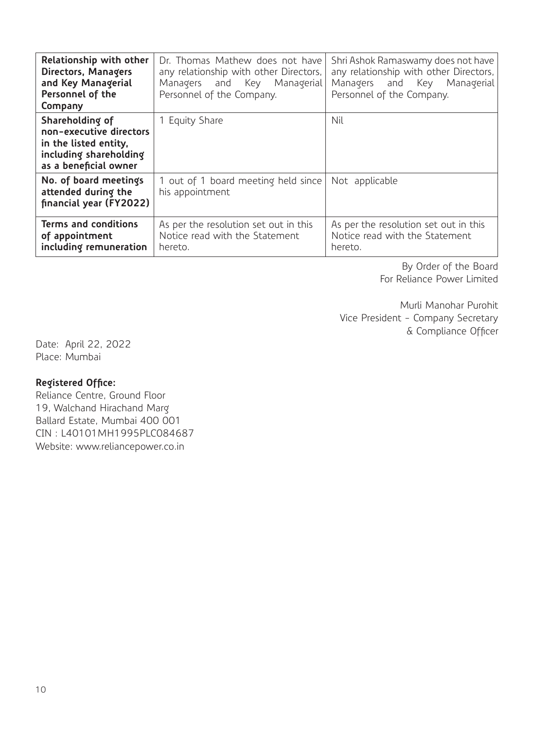| Relationship with other Directors, Managers and Key Managerial Personnel of the Company | Dr. Thomas Mathew does not have any relationship with other Directors, Managers and Key Managerial Personnel of the Company. | Shri Ashok Ramaswamy does not have any relationship with other Directors, Managers and Key Managerial Personnel of the Company. |
|---|---|---|
| **Shareholding of non-executive directors in the listed entity, including shareholding as a beneficial owner** | 1 Equity Share | Nil |
| **No. of board meetings attended during the financial year (FY2022)** | 1 out of 1 board meeting held since his appointment | Not applicable |
| **Terms and conditions of appointment including remuneration** | As per the resolution set out in this Notice read with the Statement hereto. | As per the resolution set out in this Notice read with the Statement hereto. |

By Order of the Board
For Reliance Power Limited

Murli Manohar Purohit
Vice President - Company Secretary
& Compliance Officer

Date: April 22, 2022
Place: Mumbai

**Registered Office:**
Reliance Centre, Ground Floor
19, Walchand Hirachand Marg
Ballard Estate, Mumbai 400 001
CIN : L40101MH1995PLC084687
Website: www.reliancepower.co.in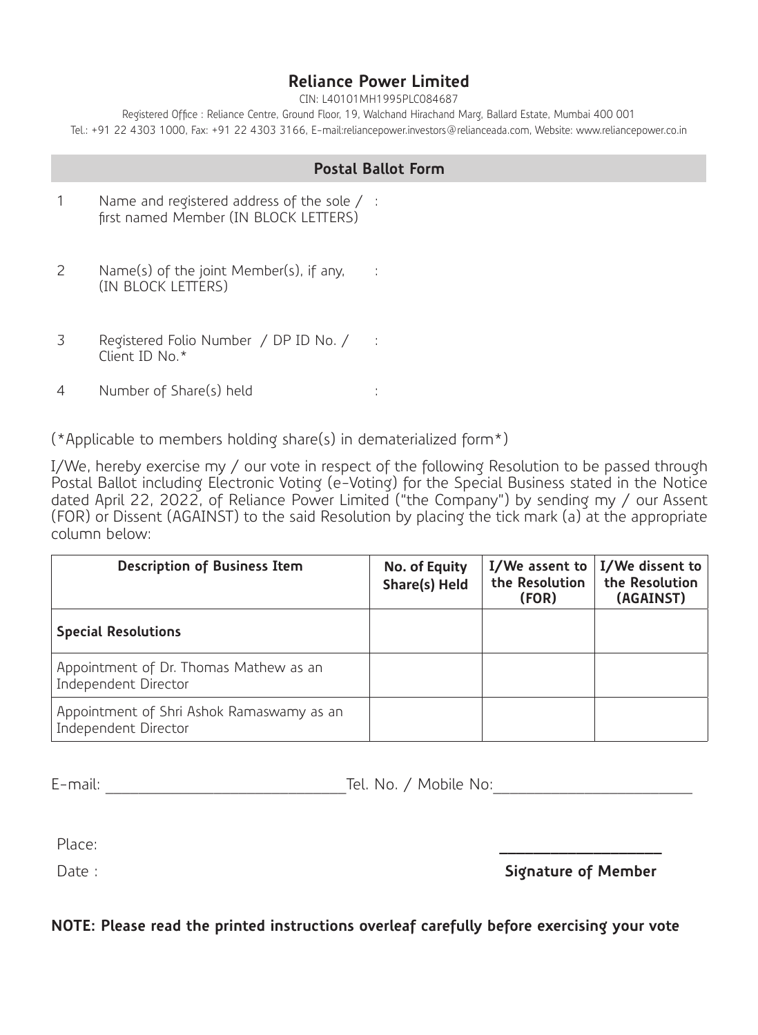# Reliance Power Limited

CIN: L40101MH1995PLC084687

Registered Office : Reliance Centre, Ground Floor, 19, Walchand Hirachand Marg, Ballard Estate, Mumbai 400 001

Tel.: +91 22 4303 1000, Fax: +91 22 4303 3166, E-mail:reliancepower.investors@relianceada.com, Website: www.reliancepower.co.in

## Postal Ballot Form

1. Name and registered address of the sole / first named Member (IN BLOCK LETTERS) :

2. Name(s) of the joint Member(s), if any, (IN BLOCK LETTERS) :

3. Registered Folio Number / DP ID No. / Client ID No.* :

4. Number of Share(s) held :

(*Applicable to members holding share(s) in dematerialized form*)

I/We, hereby exercise my / our vote in respect of the following Resolution to be passed through Postal Ballot including Electronic Voting (e-Voting) for the Special Business stated in the Notice dated April 22, 2022, of Reliance Power Limited ("the Company") by sending my / our Assent (FOR) or Dissent (AGAINST) to the said Resolution by placing the tick mark (a) at the appropriate column below:

| Description of Business Item | No. of Equity Share(s) Held | I/We assent to the Resolution (FOR) | I/We dissent to the Resolution (AGAINST) |
|---|---|---|---|
| **Special Resolutions** | | | |
| Appointment of Dr. Thomas Mathew as an Independent Director | | | |
| Appointment of Shri Ashok Ramaswamy as an Independent Director | | | |

E-mail: ______________________________ Tel. No. / Mobile No: ________________________

Place:

Date :

____________________

**Signature of Member**

**NOTE: Please read the printed instructions overleaf carefully before exercising your vote**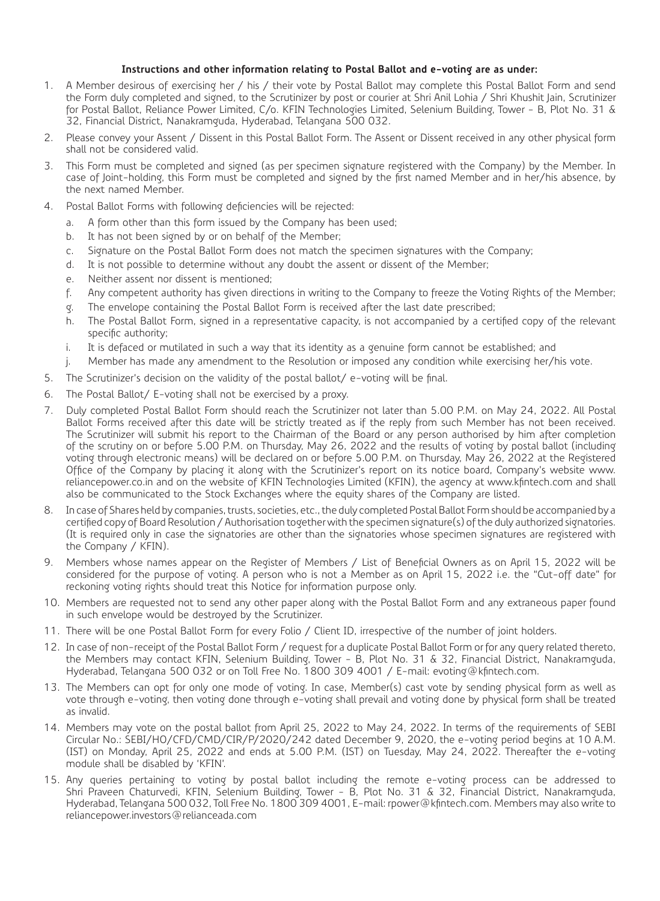**Instructions and other information relating to Postal Ballot and e-voting are as under:**

1. A Member desirous of exercising her / his / their vote by Postal Ballot may complete this Postal Ballot Form and send the Form duly completed and signed, to the Scrutinizer by post or courier at Shri Anil Lohia / Shri Khushit Jain, Scrutinizer for Postal Ballot, Reliance Power Limited, C/o. KFIN Technologies Limited, Selenium Building, Tower - B, Plot No. 31 & 32, Financial District, Nanakramguda, Hyderabad, Telangana 500 032.
2. Please convey your Assent / Dissent in this Postal Ballot Form. The Assent or Dissent received in any other physical form shall not be considered valid.
3. This Form must be completed and signed (as per specimen signature registered with the Company) by the Member. In case of Joint-holding, this Form must be completed and signed by the first named Member and in her/his absence, by the next named Member.
4. Postal Ballot Forms with following deficiencies will be rejected:
   a. A form other than this form issued by the Company has been used;
   b. It has not been signed by or on behalf of the Member;
   c. Signature on the Postal Ballot Form does not match the specimen signatures with the Company;
   d. It is not possible to determine without any doubt the assent or dissent of the Member;
   e. Neither assent nor dissent is mentioned;
   f. Any competent authority has given directions in writing to the Company to freeze the Voting Rights of the Member;
   g. The envelope containing the Postal Ballot Form is received after the last date prescribed;
   h. The Postal Ballot Form, signed in a representative capacity, is not accompanied by a certified copy of the relevant specific authority;
   i. It is defaced or mutilated in such a way that its identity as a genuine form cannot be established; and
   j. Member has made any amendment to the Resolution or imposed any condition while exercising her/his vote.
5. The Scrutinizer's decision on the validity of the postal ballot/ e-voting will be final.
6. The Postal Ballot/ E-voting shall not be exercised by a proxy.
7. Duly completed Postal Ballot Form should reach the Scrutinizer not later than 5.00 P.M. on May 24, 2022. All Postal Ballot Forms received after this date will be strictly treated as if the reply from such Member has not been received. The Scrutinizer will submit his report to the Chairman of the Board or any person authorised by him after completion of the scrutiny on or before 5.00 P.M. on Thursday, May 26, 2022 and the results of voting by postal ballot (including voting through electronic means) will be declared on or before 5.00 P.M. on Thursday, May 26, 2022 at the Registered Office of the Company by placing it along with the Scrutinizer's report on its notice board, Company's website www.reliancepower.co.in and on the website of KFIN Technologies Limited (KFIN), the agency at www.kfintech.com and shall also be communicated to the Stock Exchanges where the equity shares of the Company are listed.
8. In case of Shares held by companies, trusts, societies, etc., the duly completed Postal Ballot Form should be accompanied by a certified copy of Board Resolution / Authorisation together with the specimen signature(s) of the duly authorized signatories. (It is required only in case the signatories are other than the signatories whose specimen signatures are registered with the Company / KFIN).
9. Members whose names appear on the Register of Members / List of Beneficial Owners as on April 15, 2022 will be considered for the purpose of voting. A person who is not a Member as on April 15, 2022 i.e. the "Cut-off date" for reckoning voting rights should treat this Notice for information purpose only.
10. Members are requested not to send any other paper along with the Postal Ballot Form and any extraneous paper found in such envelope would be destroyed by the Scrutinizer.
11. There will be one Postal Ballot Form for every Folio / Client ID, irrespective of the number of joint holders.
12. In case of non-receipt of the Postal Ballot Form / request for a duplicate Postal Ballot Form or for any query related thereto, the Members may contact KFIN, Selenium Building, Tower - B, Plot No. 31 & 32, Financial District, Nanakramguda, Hyderabad, Telangana 500 032 or on Toll Free No. 1800 309 4001 / E-mail: evoting@kfintech.com.
13. The Members can opt for only one mode of voting. In case, Member(s) cast vote by sending physical form as well as vote through e-voting, then voting done through e-voting shall prevail and voting done by physical form shall be treated as invalid.
14. Members may vote on the postal ballot from April 25, 2022 to May 24, 2022. In terms of the requirements of SEBI Circular No.: SEBI/HO/CFD/CMD/CIR/P/2020/242 dated December 9, 2020, the e-voting period begins at 10 A.M. (IST) on Monday, April 25, 2022 and ends at 5.00 P.M. (IST) on Tuesday, May 24, 2022. Thereafter the e-voting module shall be disabled by 'KFIN'.
15. Any queries pertaining to voting by postal ballot including the remote e-voting process can be addressed to Shri Praveen Chaturvedi, KFIN, Selenium Building, Tower - B, Plot No. 31 & 32, Financial District, Nanakramguda, Hyderabad, Telangana 500 032, Toll Free No. 1800 309 4001, E-mail: rpower@kfintech.com. Members may also write to reliancepower.investors@relianceada.com